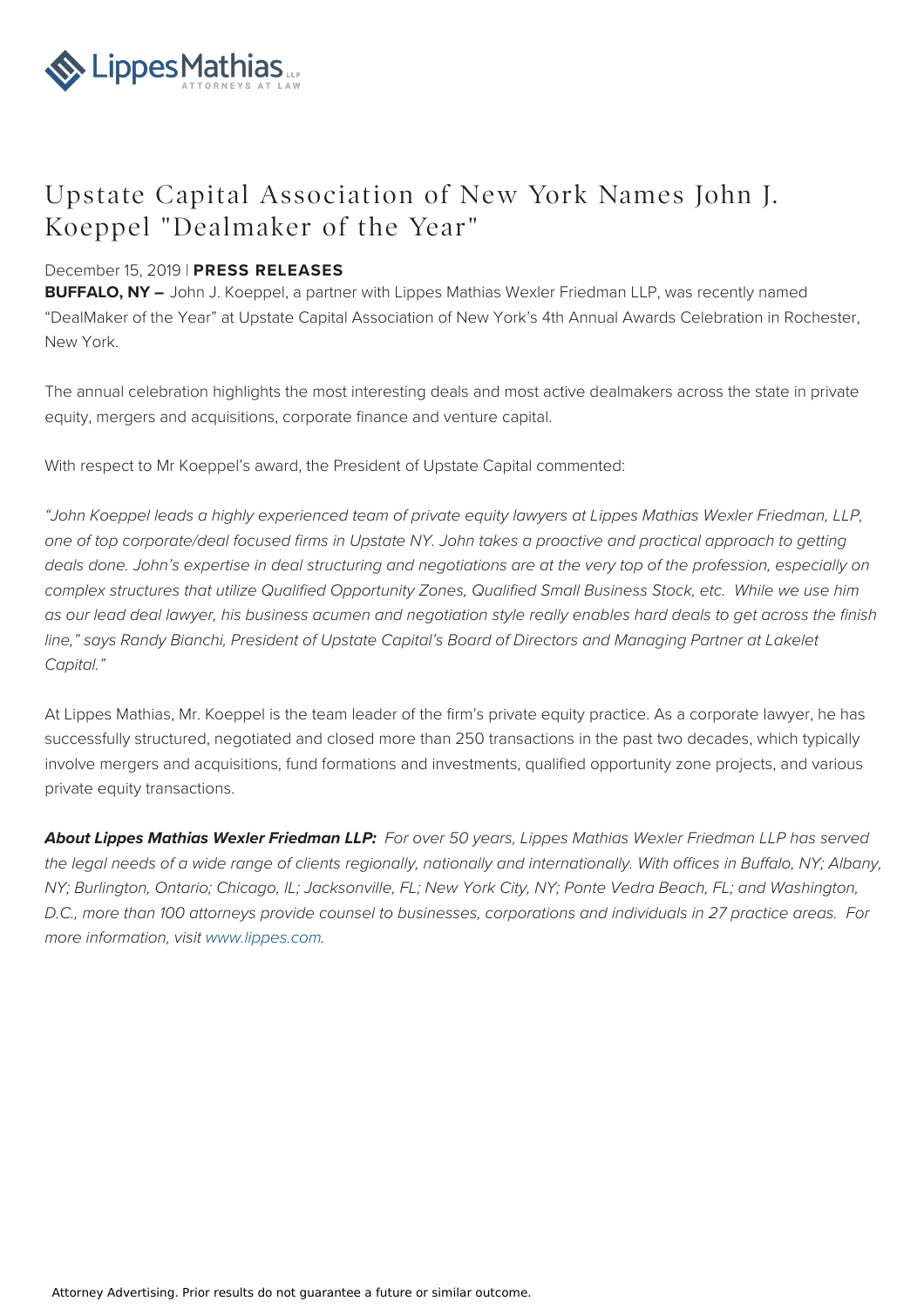# Upstate Capital Association of New York Names John J. Koeppel "Dealmaker of the Year"

December 15, 2019 | **PRESS RELEASES**

**BUFFALO, NY –** John J. Koeppel, a partner with Lippes Mathias Wexler Friedman LLP, was recently named "DealMaker of the Year" at Upstate Capital Association of New York's 4th Annual Awards Celebration in Rochester, New York.

The annual celebration highlights the most interesting deals and most active dealmakers across the state in private equity, mergers and acquisitions, corporate finance and venture capital.

With respect to Mr Koeppel's award, the President of Upstate Capital commented:

*"John Koeppel leads a highly experienced team of private equity lawyers at Lippes Mathias Wexler Friedman, LLP, one of top corporate/deal focused firms in Upstate NY. John takes a proactive and practical approach to getting deals done. John's expertise in deal structuring and negotiations are at the very top of the profession, especially on complex structures that utilize Qualified Opportunity Zones, Qualified Small Business Stock, etc. While we use him as our lead deal lawyer, his business acumen and negotiation style really enables hard deals to get across the finish line," says Randy Bianchi, President of Upstate Capital's Board of Directors and Managing Partner at Lakelet Capital."*

At Lippes Mathias, Mr. Koeppel is the team leader of the firm's private equity practice. As a corporate lawyer, he has successfully structured, negotiated and closed more than 250 transactions in the past two decades, which typically involve mergers and acquisitions, fund formations and investments, qualified opportunity zone projects, and various private equity transactions.

***About Lippes Mathias Wexler Friedman LLP:*** *For over 50 years, Lippes Mathias Wexler Friedman LLP has served the legal needs of a wide range of clients regionally, nationally and internationally. With offices in Buffalo, NY; Albany, NY; Burlington, Ontario; Chicago, IL; Jacksonville, FL; New York City, NY; Ponte Vedra Beach, FL; and Washington, D.C., more than 100 attorneys provide counsel to businesses, corporations and individuals in 27 practice areas. For more information, visit www.lippes.com.*

Attorney Advertising. Prior results do not guarantee a future or similar outcome.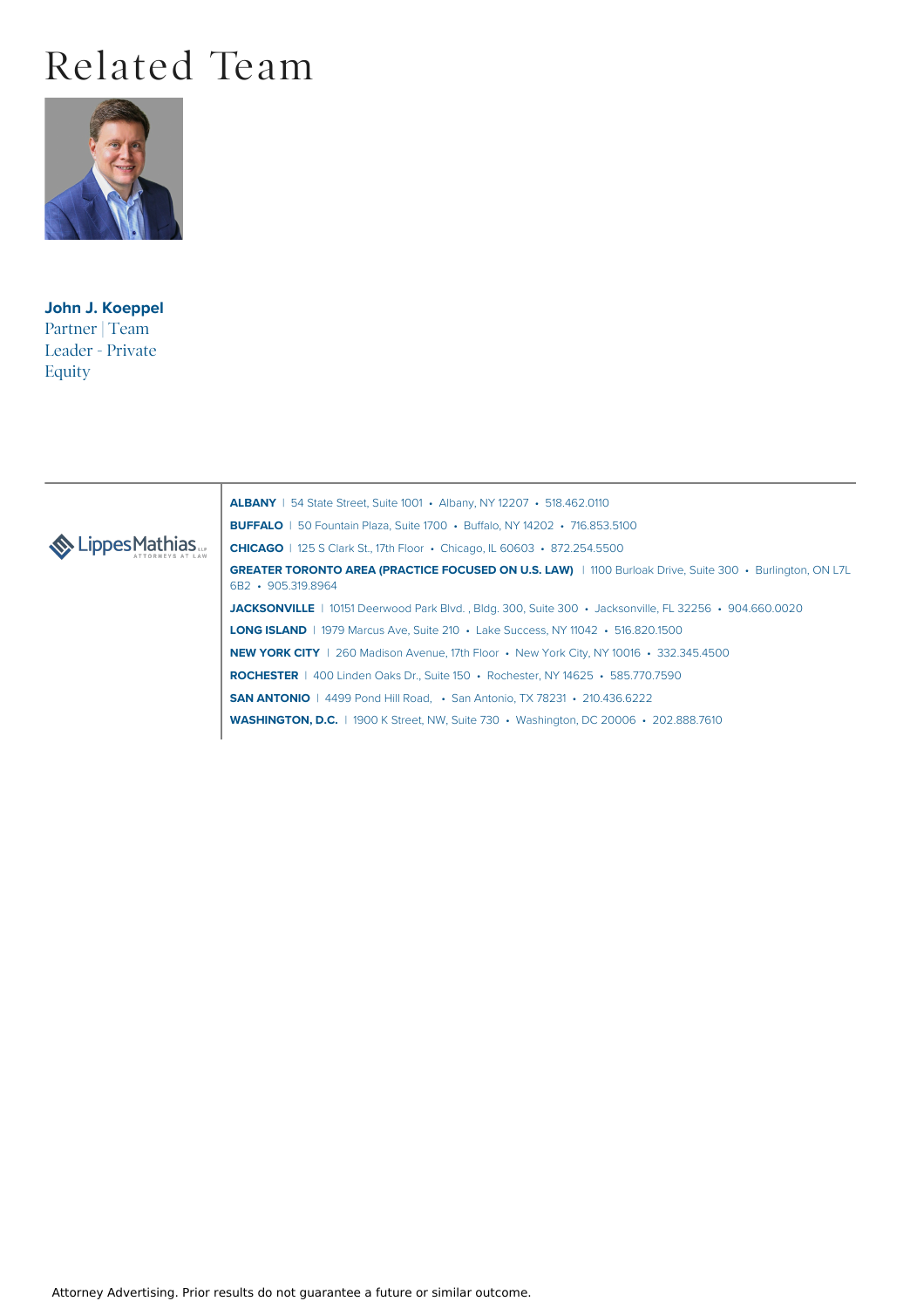# Related Team

**John J. Koeppel**
Partner | Team Leader - Private Equity

LippesMathias LLP ATTORNEYS AT LAW

**ALBANY** | 54 State Street, Suite 1001 • Albany, NY 12207 • 518.462.0110

**BUFFALO** | 50 Fountain Plaza, Suite 1700 • Buffalo, NY 14202 • 716.853.5100

**CHICAGO** | 125 S Clark St., 17th Floor • Chicago, IL 60603 • 872.254.5500

**GREATER TORONTO AREA (PRACTICE FOCUSED ON U.S. LAW)** | 1100 Burloak Drive, Suite 300 • Burlington, ON L7L 6B2 • 905.319.8964

**JACKSONVILLE** | 10151 Deerwood Park Blvd. , Bldg. 300, Suite 300 • Jacksonville, FL 32256 • 904.660.0020

**LONG ISLAND** | 1979 Marcus Ave, Suite 210 • Lake Success, NY 11042 • 516.820.1500

**NEW YORK CITY** | 260 Madison Avenue, 17th Floor • New York City, NY 10016 • 332.345.4500

**ROCHESTER** | 400 Linden Oaks Dr., Suite 150 • Rochester, NY 14625 • 585.770.7590

**SAN ANTONIO** | 4499 Pond Hill Road, • San Antonio, TX 78231 • 210.436.6222

**WASHINGTON, D.C.** | 1900 K Street, NW, Suite 730 • Washington, DC 20006 • 202.888.7610

Attorney Advertising. Prior results do not guarantee a future or similar outcome.